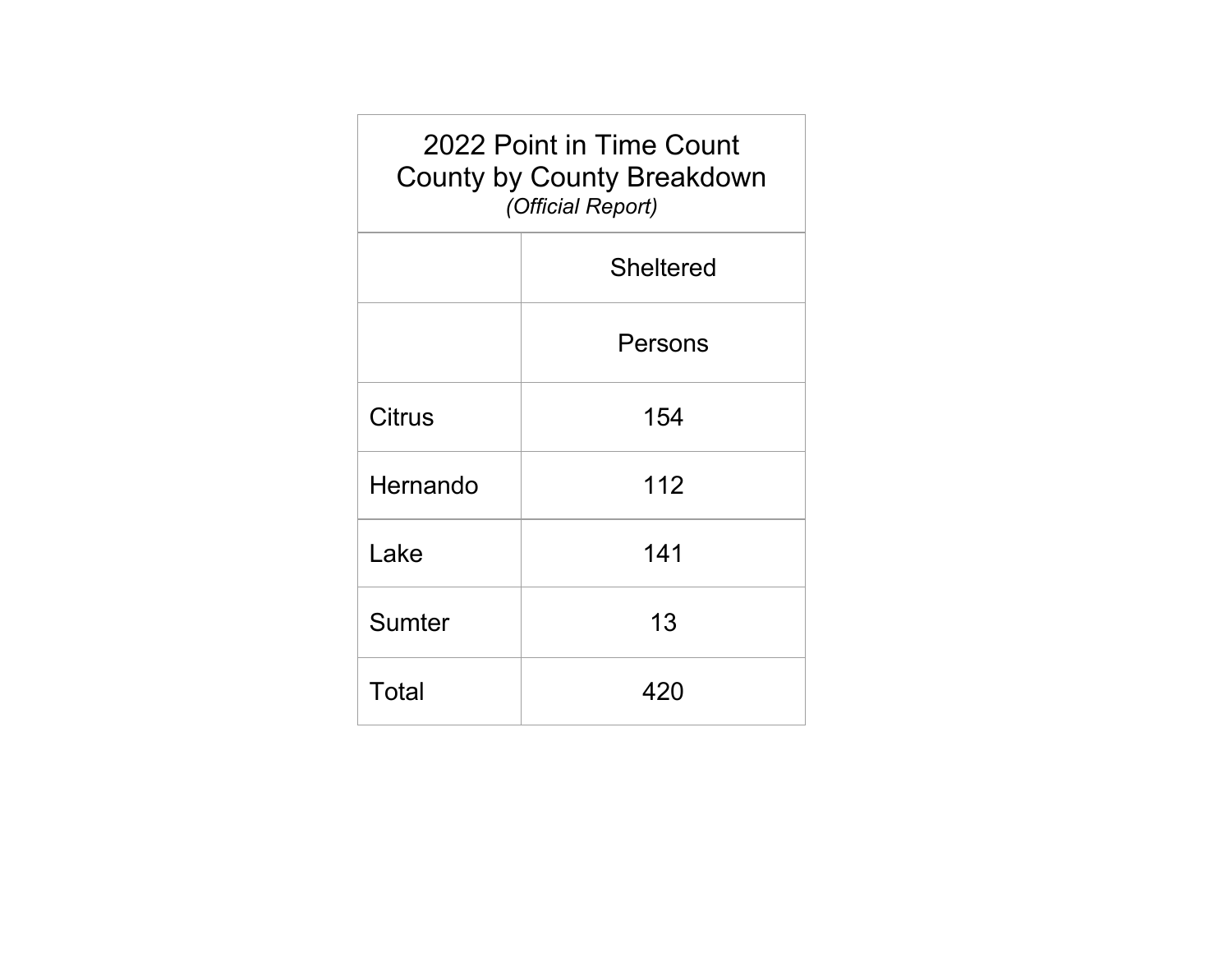| 2022 Point in Time Count<br>County by County Breakdown<br>*(Official Report)* | |
|---|---|
| | Sheltered |
| | Persons |
| Citrus | 154 |
| Hernando | 112 |
| Lake | 141 |
| Sumter | 13 |
| Total | 420 |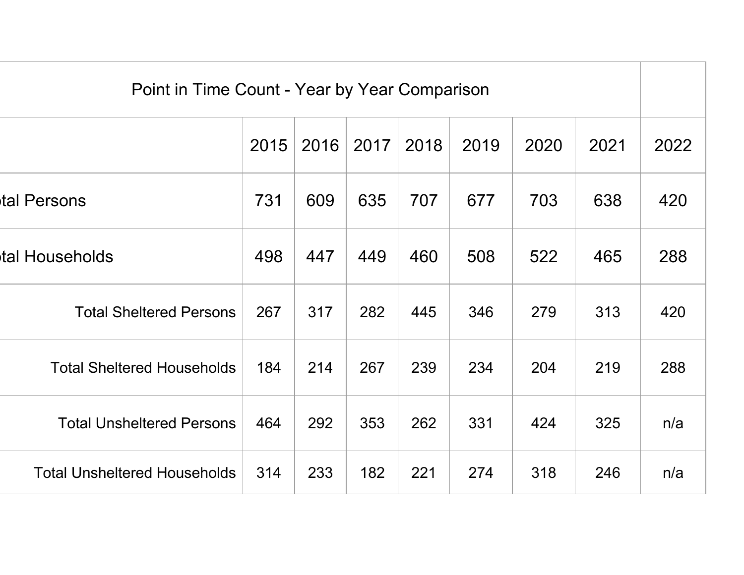| Point in Time Count - Year by Year Comparison | | | | | | | | |
|---|---|---|---|---|---|---|---|---|
| | 2015 | 2016 | 2017 | 2018 | 2019 | 2020 | 2021 | 2022 |
| tal Persons | 731 | 609 | 635 | 707 | 677 | 703 | 638 | 420 |
| tal Households | 498 | 447 | 449 | 460 | 508 | 522 | 465 | 288 |
| Total Sheltered Persons | 267 | 317 | 282 | 445 | 346 | 279 | 313 | 420 |
| Total Sheltered Households | 184 | 214 | 267 | 239 | 234 | 204 | 219 | 288 |
| Total Unsheltered Persons | 464 | 292 | 353 | 262 | 331 | 424 | 325 | n/a |
| Total Unsheltered Households | 314 | 233 | 182 | 221 | 274 | 318 | 246 | n/a |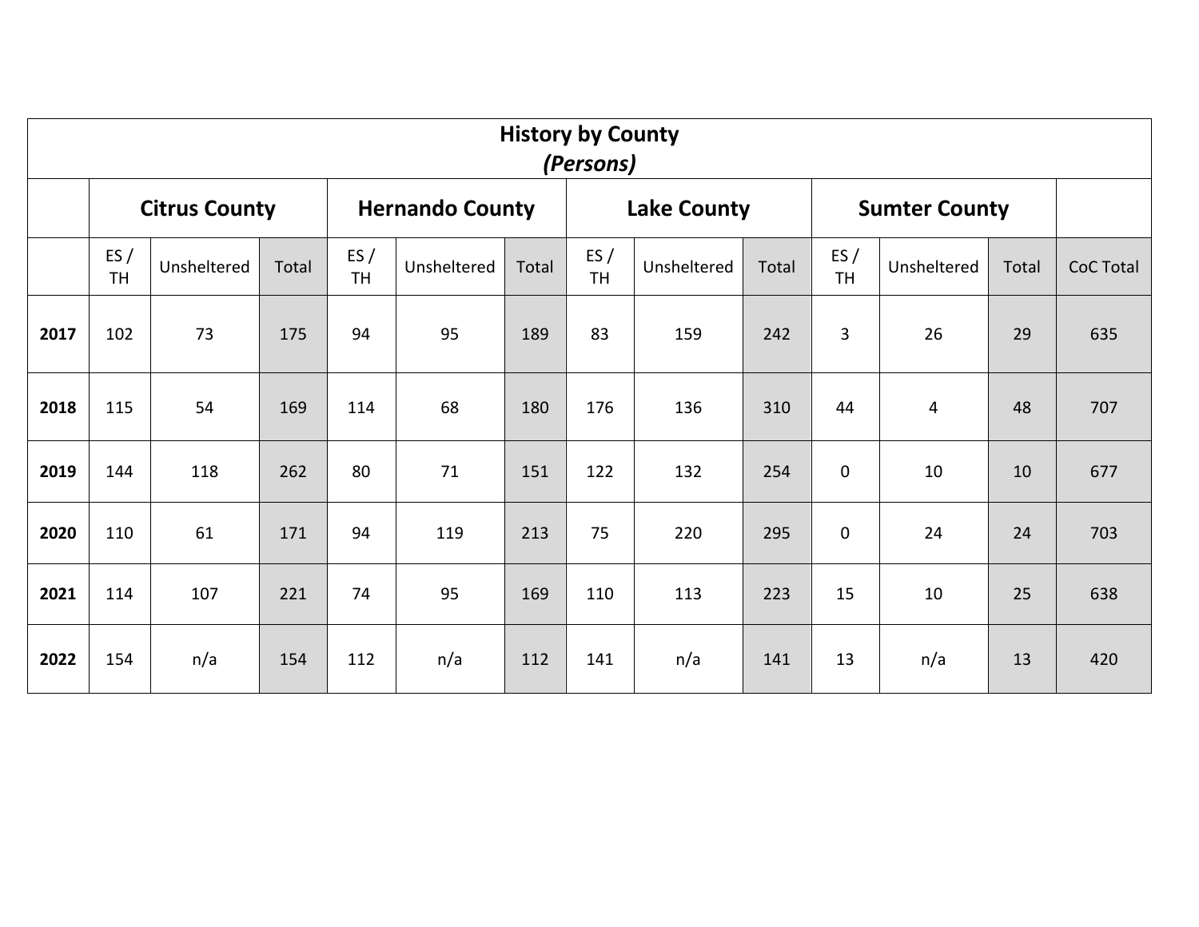| History by County *(Persons)* | | | | | | | | | | | | | |
|---|---|---|---|---|---|---|---|---|---|---|---|---|---|
| | **Citrus County** | | | **Hernando County** | | | **Lake County** | | | **Sumter County** | | | |
| | ES / TH | Unsheltered | Total | ES / TH | Unsheltered | Total | ES / TH | Unsheltered | Total | ES / TH | Unsheltered | Total | CoC Total |
| **2017** | 102 | 73 | 175 | 94 | 95 | 189 | 83 | 159 | 242 | 3 | 26 | 29 | 635 |
| **2018** | 115 | 54 | 169 | 114 | 68 | 180 | 176 | 136 | 310 | 44 | 4 | 48 | 707 |
| **2019** | 144 | 118 | 262 | 80 | 71 | 151 | 122 | 132 | 254 | 0 | 10 | 10 | 677 |
| **2020** | 110 | 61 | 171 | 94 | 119 | 213 | 75 | 220 | 295 | 0 | 24 | 24 | 703 |
| **2021** | 114 | 107 | 221 | 74 | 95 | 169 | 110 | 113 | 223 | 15 | 10 | 25 | 638 |
| **2022** | 154 | n/a | 154 | 112 | n/a | 112 | 141 | n/a | 141 | 13 | n/a | 13 | 420 |